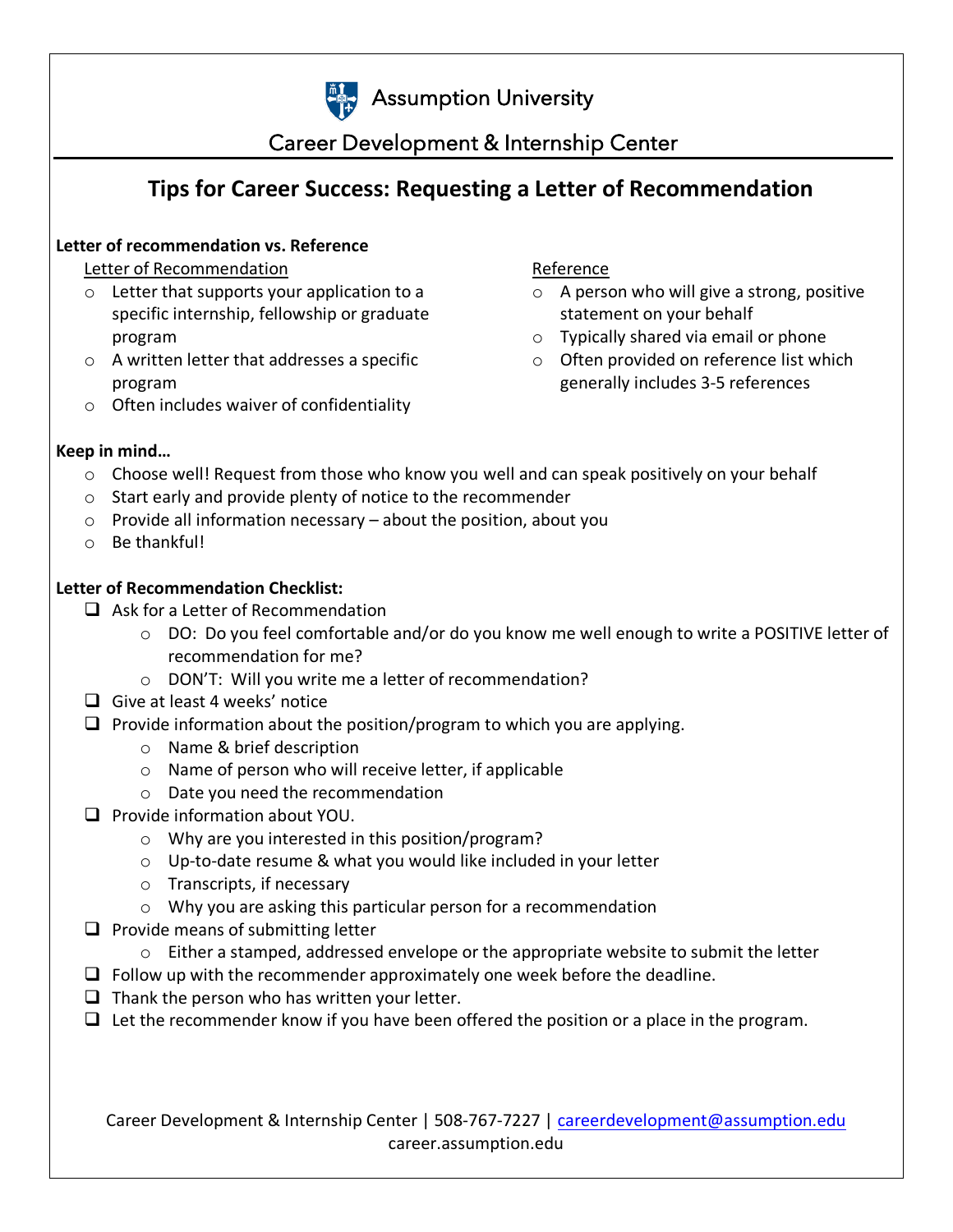Assumption University

Career Development & Internship Center

# Tips for Career Success: Requesting a Letter of Recommendation

**Letter of recommendation vs. Reference**

Letter of Recommendation

- Letter that supports your application to a specific internship, fellowship or graduate program
- A written letter that addresses a specific program
- Often includes waiver of confidentiality

Reference

- A person who will give a strong, positive statement on your behalf
- Typically shared via email or phone
- Often provided on reference list which generally includes 3-5 references

**Keep in mind…**

- Choose well! Request from those who know you well and can speak positively on your behalf
- Start early and provide plenty of notice to the recommender
- Provide all information necessary – about the position, about you
- Be thankful!

**Letter of Recommendation Checklist:**

- [ ] Ask for a Letter of Recommendation
    - DO: Do you feel comfortable and/or do you know me well enough to write a POSITIVE letter of recommendation for me?
    - DON'T: Will you write me a letter of recommendation?
- [ ] Give at least 4 weeks' notice
- [ ] Provide information about the position/program to which you are applying.
    - Name & brief description
    - Name of person who will receive letter, if applicable
    - Date you need the recommendation
- [ ] Provide information about YOU.
    - Why are you interested in this position/program?
    - Up-to-date resume & what you would like included in your letter
    - Transcripts, if necessary
    - Why you are asking this particular person for a recommendation
- [ ] Provide means of submitting letter
    - Either a stamped, addressed envelope or the appropriate website to submit the letter
- [ ] Follow up with the recommender approximately one week before the deadline.
- [ ] Thank the person who has written your letter.
- [ ] Let the recommender know if you have been offered the position or a place in the program.

Career Development & Internship Center | 508-767-7227 | careerdevelopment@assumption.edu
career.assumption.edu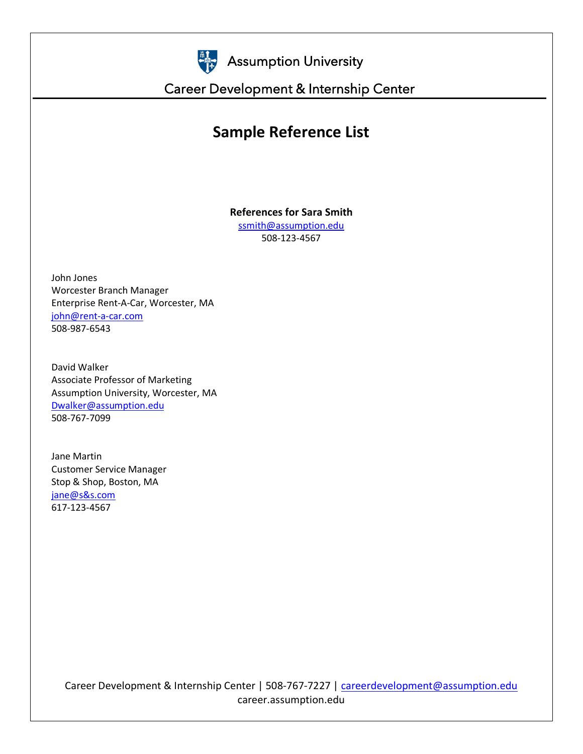Assumption University

Career Development & Internship Center

# Sample Reference List

**References for Sara Smith**
ssmith@assumption.edu
508-123-4567

John Jones
Worcester Branch Manager
Enterprise Rent-A-Car, Worcester, MA
john@rent-a-car.com
508-987-6543

David Walker
Associate Professor of Marketing
Assumption University, Worcester, MA
Dwalker@assumption.edu
508-767-7099

Jane Martin
Customer Service Manager
Stop & Shop, Boston, MA
jane@s&s.com
617-123-4567

Career Development & Internship Center | 508-767-7227 | careerdevelopment@assumption.edu
career.assumption.edu